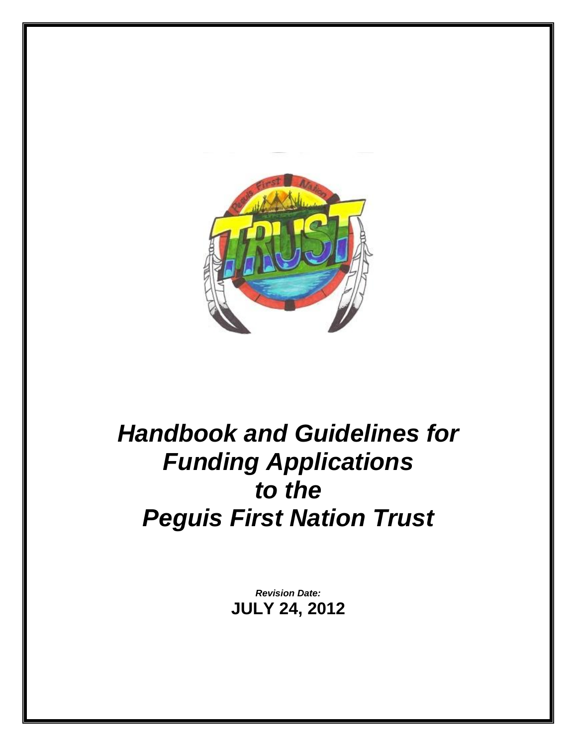# *Handbook and Guidelines for Funding Applications to the Peguis First Nation Trust*

***Revision Date:***

**JULY 24, 2012**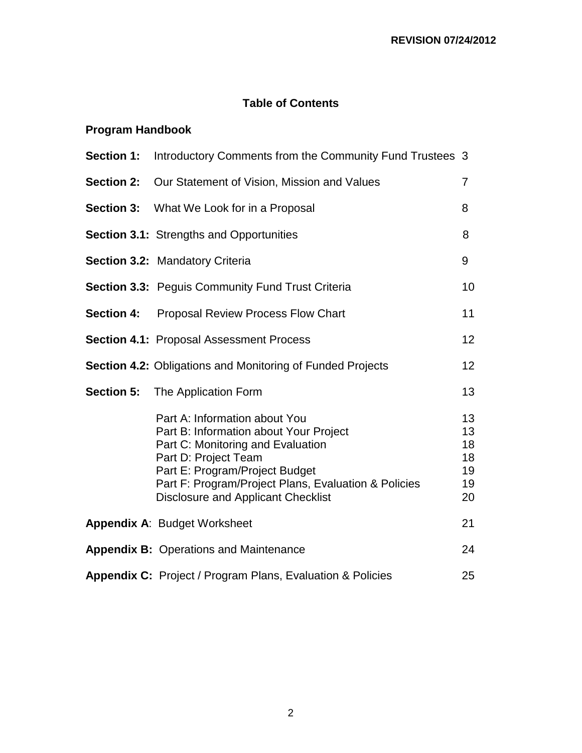**REVISION 07/24/2012**

# Table of Contents

## Program Handbook

| | | |
|---|---|---|
| **Section 1:** | Introductory Comments from the Community Fund Trustees | 3 |
| **Section 2:** | Our Statement of Vision, Mission and Values | 7 |
| **Section 3:** | What We Look for in a Proposal | 8 |
| **Section 3.1:** | Strengths and Opportunities | 8 |
| **Section 3.2:** | Mandatory Criteria | 9 |
| **Section 3.3:** | Peguis Community Fund Trust Criteria | 10 |
| **Section 4:** | Proposal Review Process Flow Chart | 11 |
| **Section 4.1:** | Proposal Assessment Process | 12 |
| **Section 4.2:** | Obligations and Monitoring of Funded Projects | 12 |
| **Section 5:** | The Application Form | 13 |
| | Part A: Information about You | 13 |
| | Part B: Information about Your Project | 13 |
| | Part C: Monitoring and Evaluation | 18 |
| | Part D: Project Team | 18 |
| | Part E: Program/Project Budget | 19 |
| | Part F: Program/Project Plans, Evaluation & Policies | 19 |
| | Disclosure and Applicant Checklist | 20 |
| **Appendix A**: | Budget Worksheet | 21 |
| **Appendix B:** | Operations and Maintenance | 24 |
| **Appendix C:** | Project / Program Plans, Evaluation & Policies | 25 |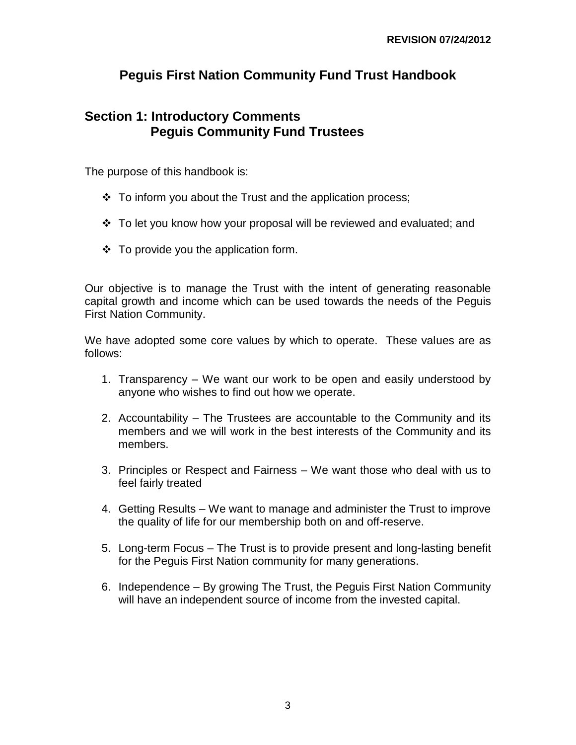**REVISION 07/24/2012**

# Peguis First Nation Community Fund Trust Handbook

## Section 1: Introductory Comments
## Peguis Community Fund Trustees

The purpose of this handbook is:

- To inform you about the Trust and the application process;
- To let you know how your proposal will be reviewed and evaluated; and
- To provide you the application form.

Our objective is to manage the Trust with the intent of generating reasonable capital growth and income which can be used towards the needs of the Peguis First Nation Community.

We have adopted some core values by which to operate. These values are as follows:

1. Transparency – We want our work to be open and easily understood by anyone who wishes to find out how we operate.
2. Accountability – The Trustees are accountable to the Community and its members and we will work in the best interests of the Community and its members.
3. Principles or Respect and Fairness – We want those who deal with us to feel fairly treated
4. Getting Results – We want to manage and administer the Trust to improve the quality of life for our membership both on and off-reserve.
5. Long-term Focus – The Trust is to provide present and long-lasting benefit for the Peguis First Nation community for many generations.
6. Independence – By growing The Trust, the Peguis First Nation Community will have an independent source of income from the invested capital.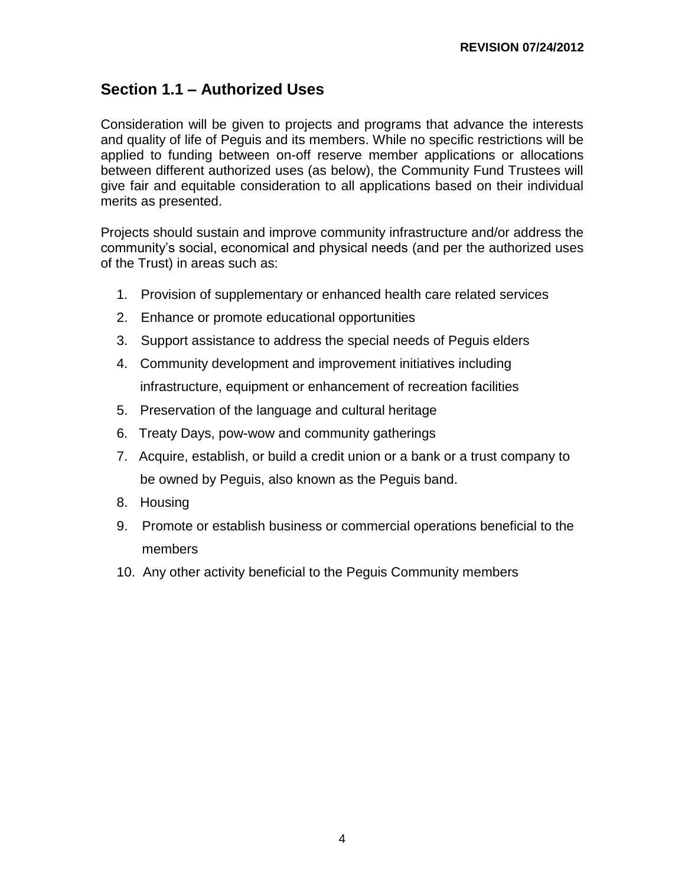## Section 1.1 – Authorized Uses

Consideration will be given to projects and programs that advance the interests and quality of life of Peguis and its members. While no specific restrictions will be applied to funding between on-off reserve member applications or allocations between different authorized uses (as below), the Community Fund Trustees will give fair and equitable consideration to all applications based on their individual merits as presented.

Projects should sustain and improve community infrastructure and/or address the community's social, economical and physical needs (and per the authorized uses of the Trust) in areas such as:

1. Provision of supplementary or enhanced health care related services
2. Enhance or promote educational opportunities
3. Support assistance to address the special needs of Peguis elders
4. Community development and improvement initiatives including infrastructure, equipment or enhancement of recreation facilities
5. Preservation of the language and cultural heritage
6. Treaty Days, pow-wow and community gatherings
7. Acquire, establish, or build a credit union or a bank or a trust company to be owned by Peguis, also known as the Peguis band.
8. Housing
9. Promote or establish business or commercial operations beneficial to the members
10. Any other activity beneficial to the Peguis Community members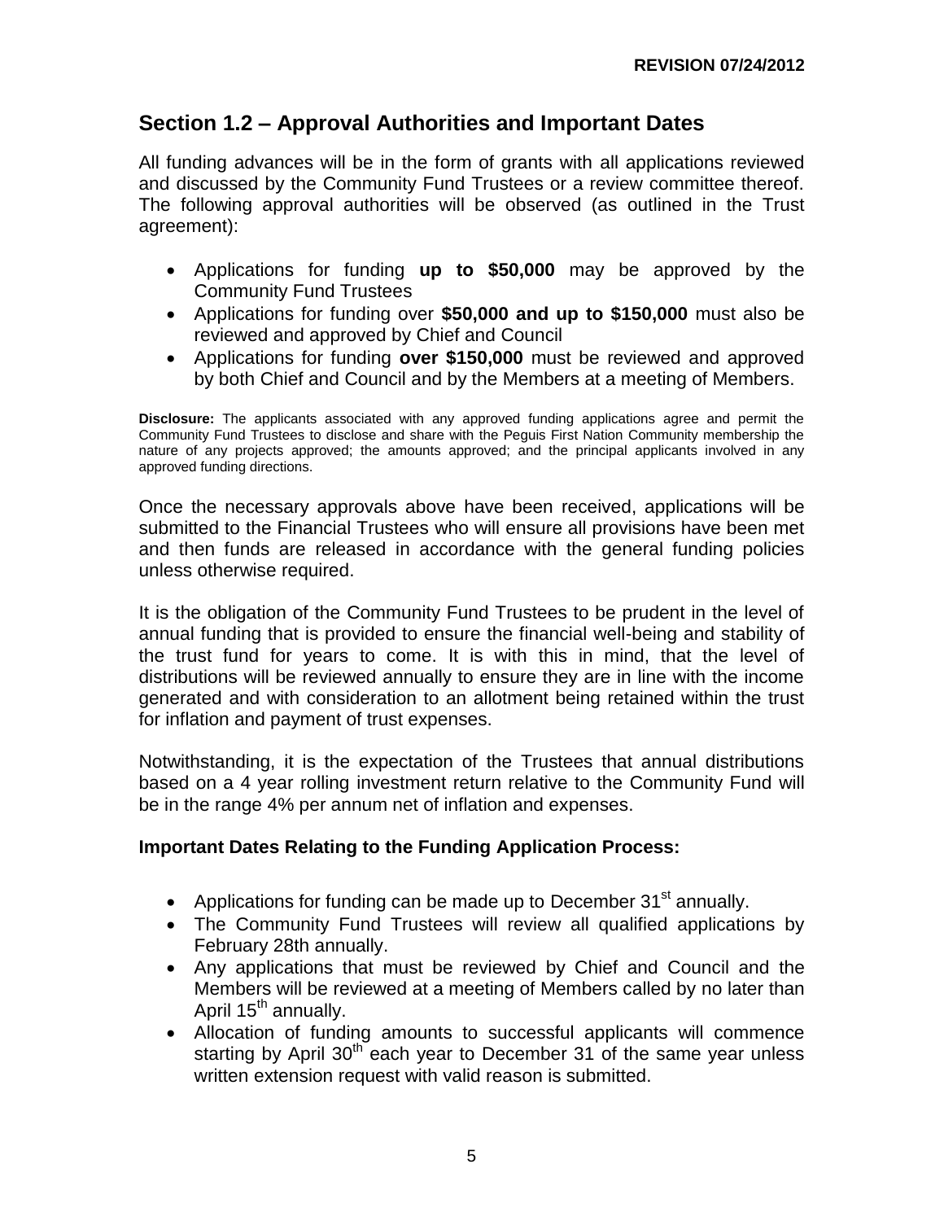## Section 1.2 – Approval Authorities and Important Dates

All funding advances will be in the form of grants with all applications reviewed and discussed by the Community Fund Trustees or a review committee thereof. The following approval authorities will be observed (as outlined in the Trust agreement):

- Applications for funding **up to $50,000** may be approved by the Community Fund Trustees
- Applications for funding over **$50,000 and up to $150,000** must also be reviewed and approved by Chief and Council
- Applications for funding **over $150,000** must be reviewed and approved by both Chief and Council and by the Members at a meeting of Members.

**Disclosure:** The applicants associated with any approved funding applications agree and permit the Community Fund Trustees to disclose and share with the Peguis First Nation Community membership the nature of any projects approved; the amounts approved; and the principal applicants involved in any approved funding directions.

Once the necessary approvals above have been received, applications will be submitted to the Financial Trustees who will ensure all provisions have been met and then funds are released in accordance with the general funding policies unless otherwise required.

It is the obligation of the Community Fund Trustees to be prudent in the level of annual funding that is provided to ensure the financial well-being and stability of the trust fund for years to come. It is with this in mind, that the level of distributions will be reviewed annually to ensure they are in line with the income generated and with consideration to an allotment being retained within the trust for inflation and payment of trust expenses.

Notwithstanding, it is the expectation of the Trustees that annual distributions based on a 4 year rolling investment return relative to the Community Fund will be in the range 4% per annum net of inflation and expenses.

**Important Dates Relating to the Funding Application Process:**

- Applications for funding can be made up to December 31st annually.
- The Community Fund Trustees will review all qualified applications by February 28th annually.
- Any applications that must be reviewed by Chief and Council and the Members will be reviewed at a meeting of Members called by no later than April 15th annually.
- Allocation of funding amounts to successful applicants will commence starting by April 30th each year to December 31 of the same year unless written extension request with valid reason is submitted.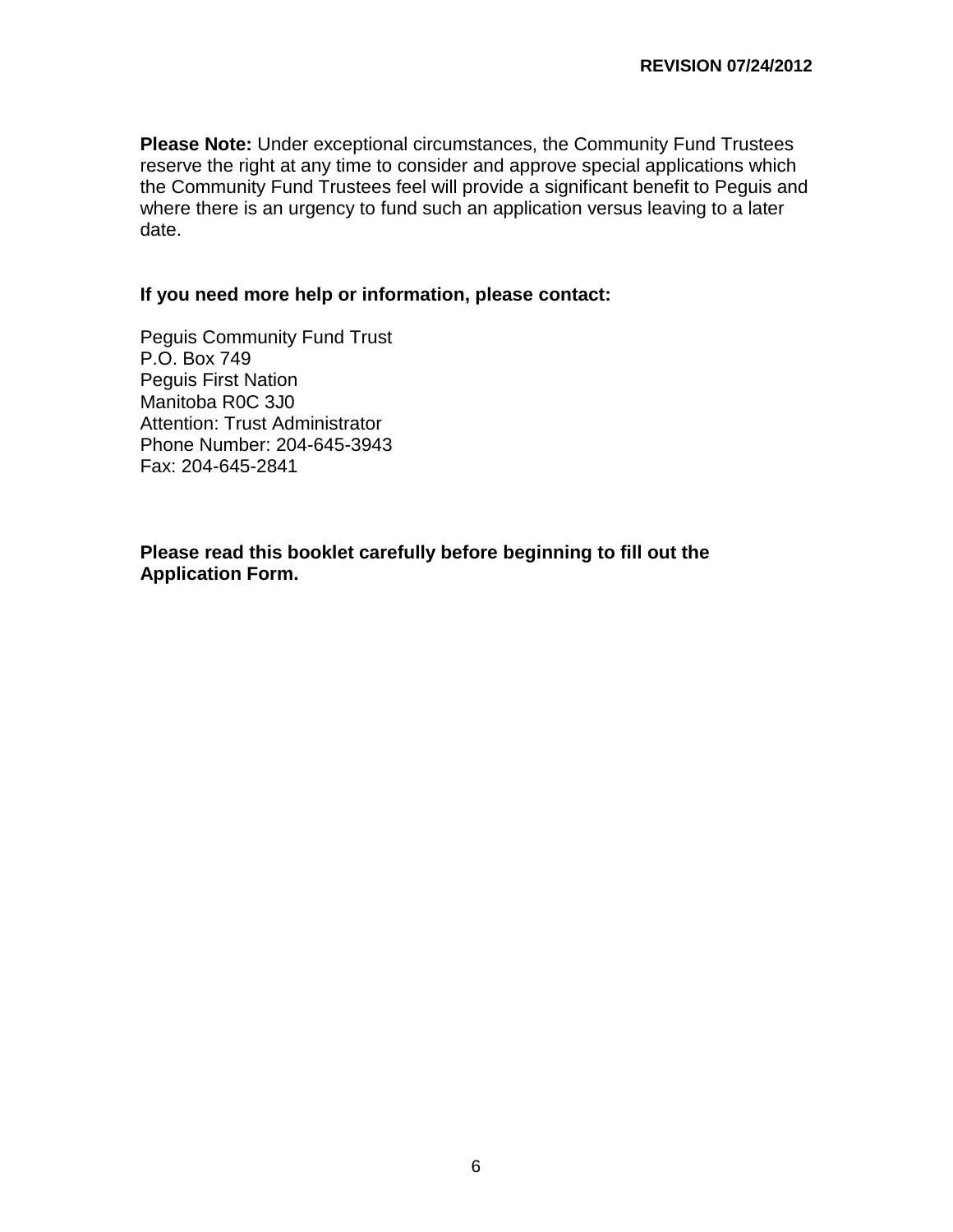**Please Note:** Under exceptional circumstances, the Community Fund Trustees reserve the right at any time to consider and approve special applications which the Community Fund Trustees feel will provide a significant benefit to Peguis and where there is an urgency to fund such an application versus leaving to a later date.

**If you need more help or information, please contact:**

Peguis Community Fund Trust
P.O. Box 749
Peguis First Nation
Manitoba R0C 3J0
Attention: Trust Administrator
Phone Number: 204-645-3943
Fax: 204-645-2841

**Please read this booklet carefully before beginning to fill out the Application Form.**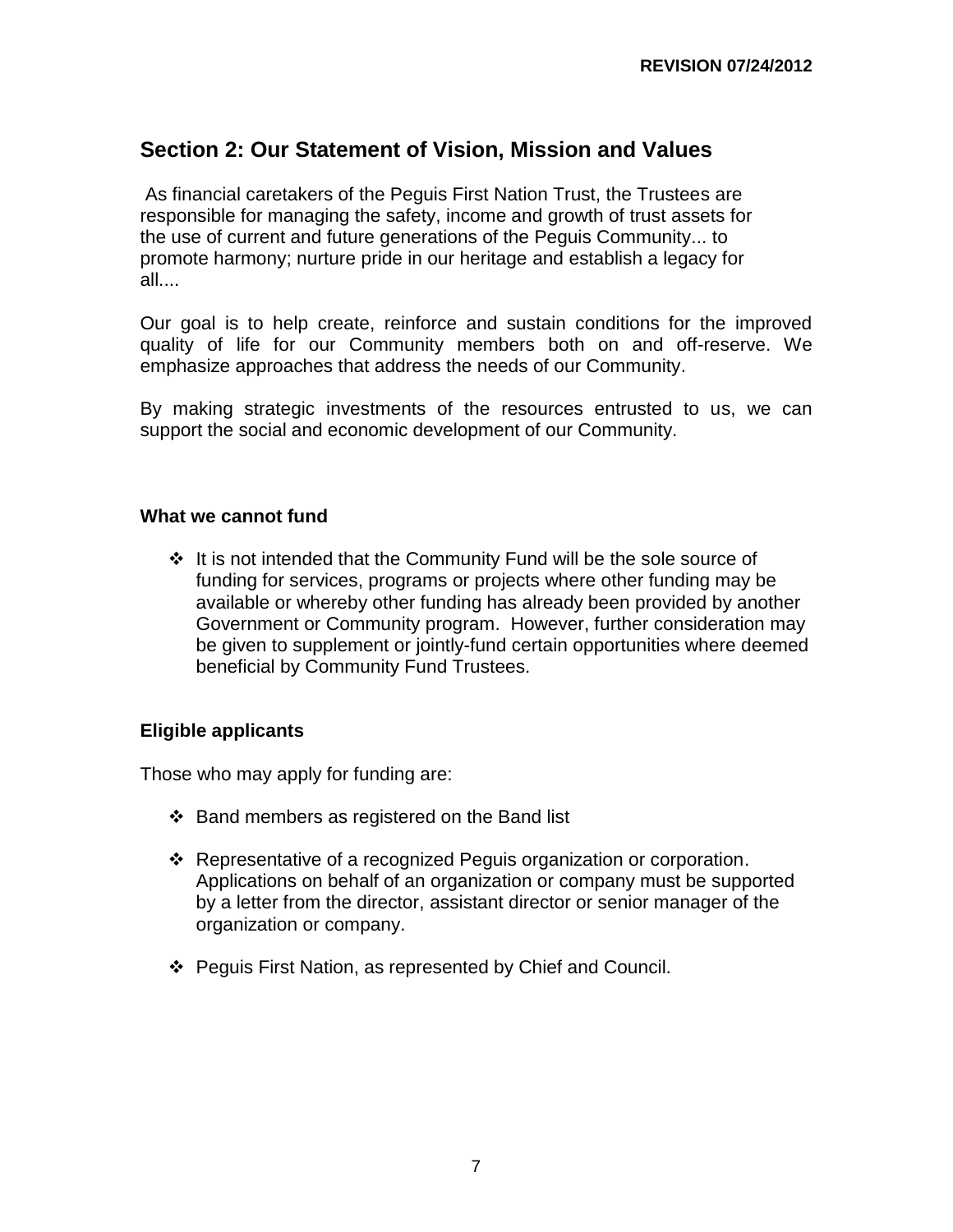## Section 2: Our Statement of Vision, Mission and Values

As financial caretakers of the Peguis First Nation Trust, the Trustees are responsible for managing the safety, income and growth of trust assets for the use of current and future generations of the Peguis Community... to promote harmony; nurture pride in our heritage and establish a legacy for all....

Our goal is to help create, reinforce and sustain conditions for the improved quality of life for our Community members both on and off-reserve. We emphasize approaches that address the needs of our Community.

By making strategic investments of the resources entrusted to us, we can support the social and economic development of our Community.

### What we cannot fund

- It is not intended that the Community Fund will be the sole source of funding for services, programs or projects where other funding may be available or whereby other funding has already been provided by another Government or Community program. However, further consideration may be given to supplement or jointly-fund certain opportunities where deemed beneficial by Community Fund Trustees.

### Eligible applicants

Those who may apply for funding are:

- Band members as registered on the Band list
- Representative of a recognized Peguis organization or corporation. Applications on behalf of an organization or company must be supported by a letter from the director, assistant director or senior manager of the organization or company.
- Peguis First Nation, as represented by Chief and Council.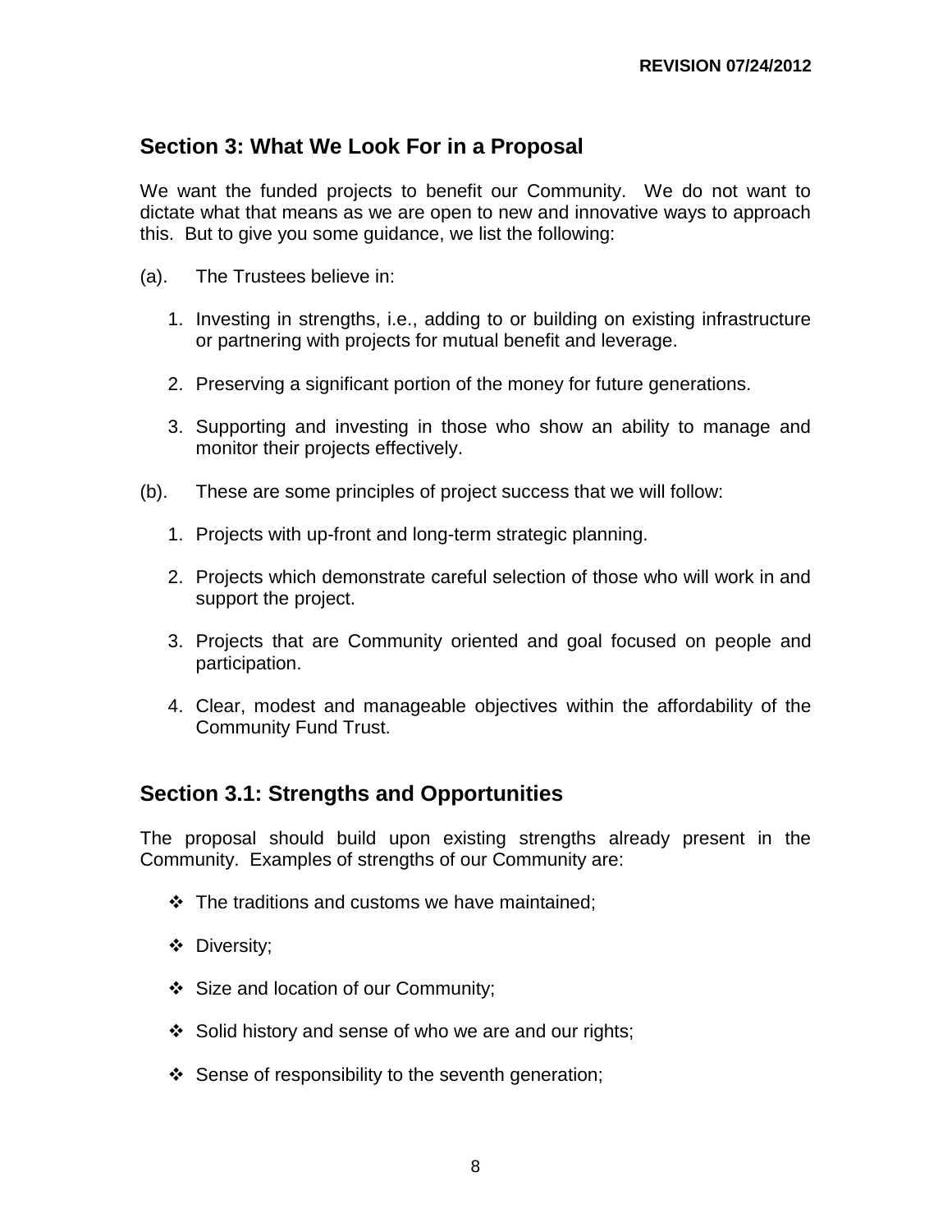## Section 3: What We Look For in a Proposal

We want the funded projects to benefit our Community. We do not want to dictate what that means as we are open to new and innovative ways to approach this. But to give you some guidance, we list the following:

(a). The Trustees believe in:

1. Investing in strengths, i.e., adding to or building on existing infrastructure or partnering with projects for mutual benefit and leverage.
2. Preserving a significant portion of the money for future generations.
3. Supporting and investing in those who show an ability to manage and monitor their projects effectively.

(b). These are some principles of project success that we will follow:

1. Projects with up-front and long-term strategic planning.
2. Projects which demonstrate careful selection of those who will work in and support the project.
3. Projects that are Community oriented and goal focused on people and participation.
4. Clear, modest and manageable objectives within the affordability of the Community Fund Trust.

## Section 3.1: Strengths and Opportunities

The proposal should build upon existing strengths already present in the Community. Examples of strengths of our Community are:

- The traditions and customs we have maintained;
- Diversity;
- Size and location of our Community;
- Solid history and sense of who we are and our rights;
- Sense of responsibility to the seventh generation;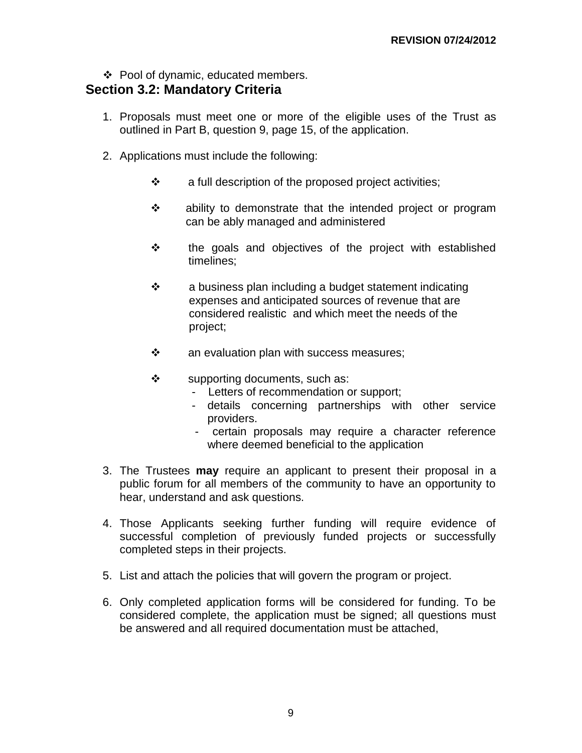- ❖ Pool of dynamic, educated members.

## Section 3.2: Mandatory Criteria

1. Proposals must meet one or more of the eligible uses of the Trust as outlined in Part B, question 9, page 15, of the application.

2. Applications must include the following:

   - ❖ a full description of the proposed project activities;
   - ❖ ability to demonstrate that the intended project or program can be ably managed and administered
   - ❖ the goals and objectives of the project with established timelines;
   - ❖ a business plan including a budget statement indicating expenses and anticipated sources of revenue that are considered realistic and which meet the needs of the project;
   - ❖ an evaluation plan with success measures;
   - ❖ supporting documents, such as:
     - Letters of recommendation or support;
     - details concerning partnerships with other service providers.
     - certain proposals may require a character reference where deemed beneficial to the application

3. The Trustees **may** require an applicant to present their proposal in a public forum for all members of the community to have an opportunity to hear, understand and ask questions.

4. Those Applicants seeking further funding will require evidence of successful completion of previously funded projects or successfully completed steps in their projects.

5. List and attach the policies that will govern the program or project.

6. Only completed application forms will be considered for funding. To be considered complete, the application must be signed; all questions must be answered and all required documentation must be attached,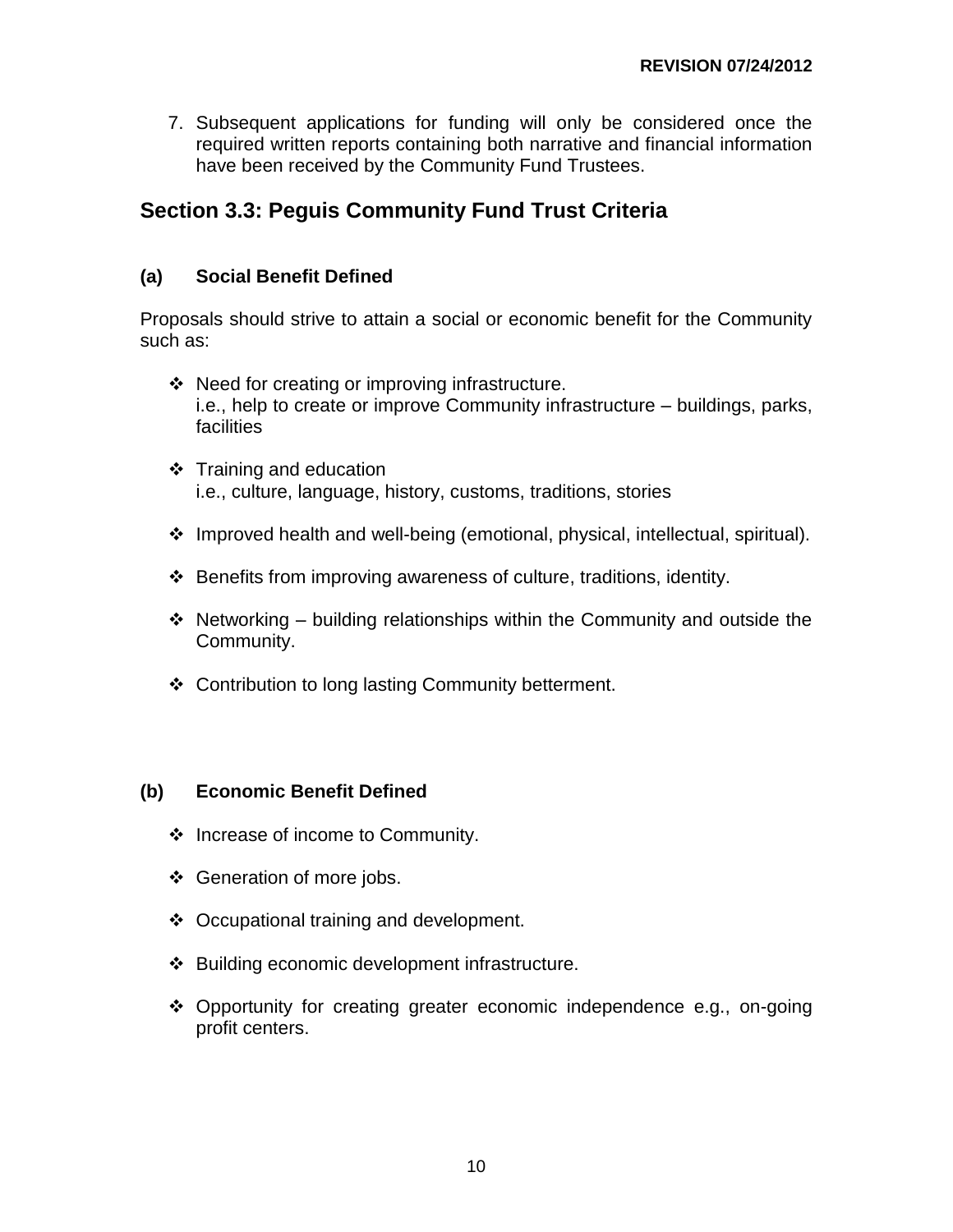7. Subsequent applications for funding will only be considered once the required written reports containing both narrative and financial information have been received by the Community Fund Trustees.

## Section 3.3: Peguis Community Fund Trust Criteria

### (a) Social Benefit Defined

Proposals should strive to attain a social or economic benefit for the Community such as:

- Need for creating or improving infrastructure.
  i.e., help to create or improve Community infrastructure – buildings, parks, facilities
- Training and education
  i.e., culture, language, history, customs, traditions, stories
- Improved health and well-being (emotional, physical, intellectual, spiritual).
- Benefits from improving awareness of culture, traditions, identity.
- Networking – building relationships within the Community and outside the Community.
- Contribution to long lasting Community betterment.

### (b) Economic Benefit Defined

- Increase of income to Community.
- Generation of more jobs.
- Occupational training and development.
- Building economic development infrastructure.
- Opportunity for creating greater economic independence e.g., on-going profit centers.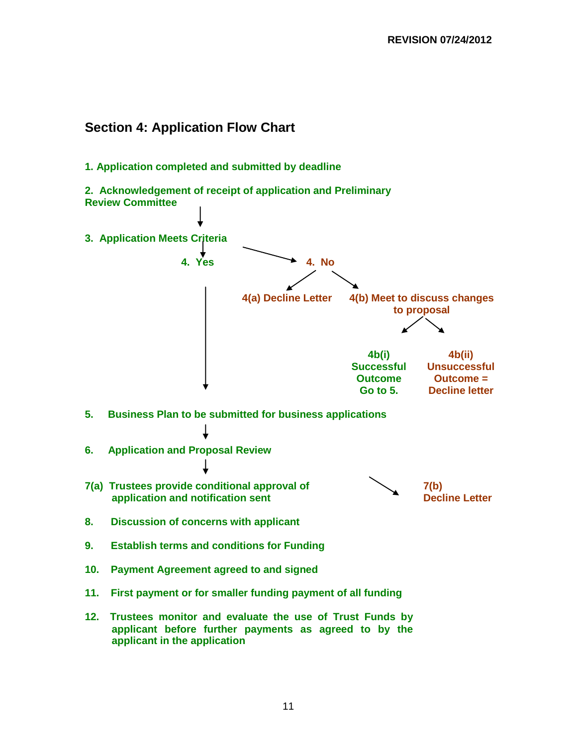REVISION 07/24/2012

## Section 4: Application Flow Chart

1. Application completed and submitted by deadline

2. Acknowledgement of receipt of application and Preliminary Review Committee

3. Application Meets Criteria

4. Yes

4. No

4(a) Decline Letter

4(b) Meet to discuss changes to proposal

4b(i) Successful Outcome Go to 5.

4b(ii) Unsuccessful Outcome = Decline letter

5. Business Plan to be submitted for business applications

6. Application and Proposal Review

7(a) Trustees provide conditional approval of application and notification sent

7(b) Decline Letter

8. Discussion of concerns with applicant

9. Establish terms and conditions for Funding

10. Payment Agreement agreed to and signed

11. First payment or for smaller funding payment of all funding

12. Trustees monitor and evaluate the use of Trust Funds by applicant before further payments as agreed to by the applicant in the application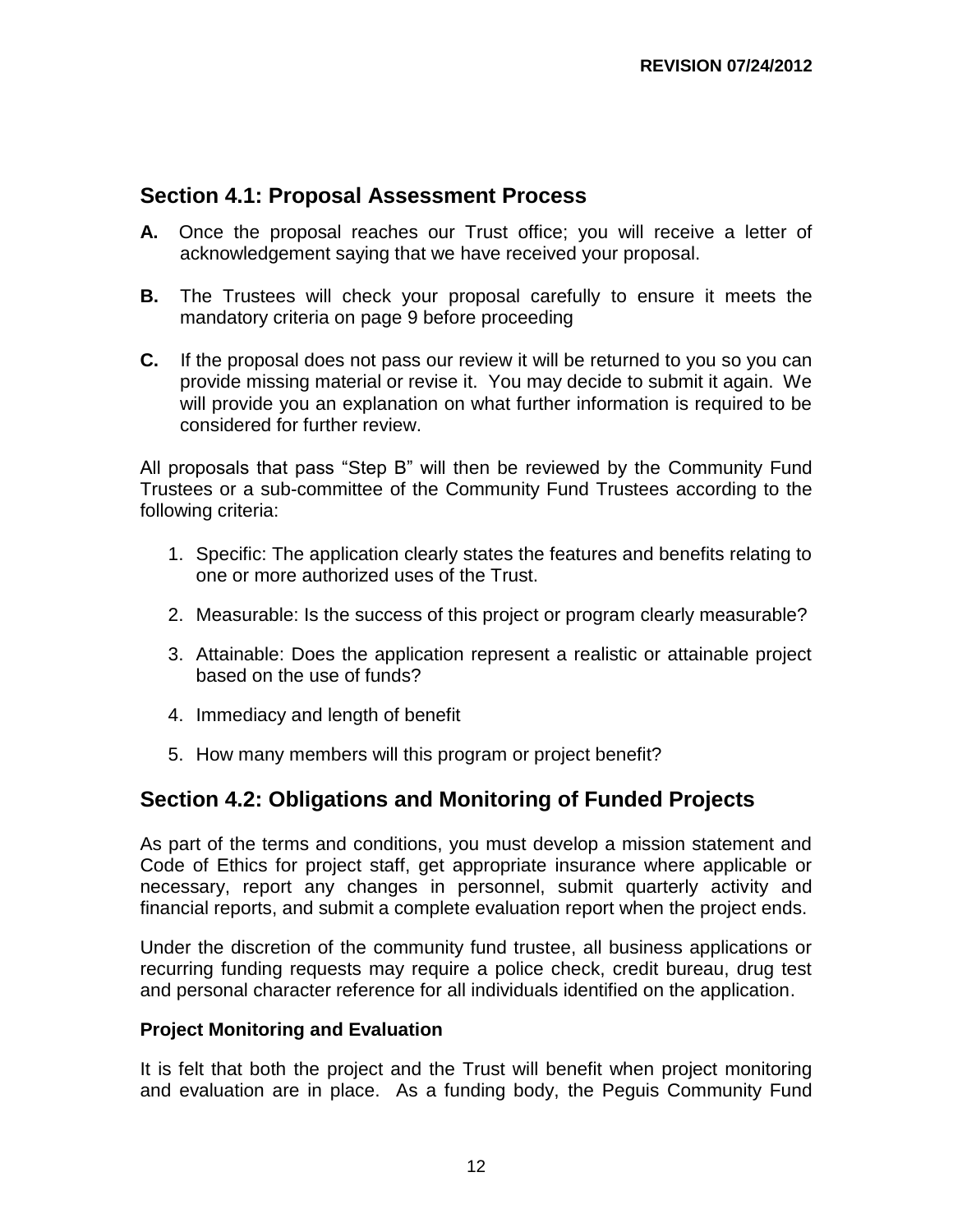## Section 4.1: Proposal Assessment Process

**A.** Once the proposal reaches our Trust office; you will receive a letter of acknowledgement saying that we have received your proposal.

**B.** The Trustees will check your proposal carefully to ensure it meets the mandatory criteria on page 9 before proceeding

**C.** If the proposal does not pass our review it will be returned to you so you can provide missing material or revise it. You may decide to submit it again. We will provide you an explanation on what further information is required to be considered for further review.

All proposals that pass "Step B" will then be reviewed by the Community Fund Trustees or a sub-committee of the Community Fund Trustees according to the following criteria:

1. Specific: The application clearly states the features and benefits relating to one or more authorized uses of the Trust.
2. Measurable: Is the success of this project or program clearly measurable?
3. Attainable: Does the application represent a realistic or attainable project based on the use of funds?
4. Immediacy and length of benefit
5. How many members will this program or project benefit?

## Section 4.2: Obligations and Monitoring of Funded Projects

As part of the terms and conditions, you must develop a mission statement and Code of Ethics for project staff, get appropriate insurance where applicable or necessary, report any changes in personnel, submit quarterly activity and financial reports, and submit a complete evaluation report when the project ends.

Under the discretion of the community fund trustee, all business applications or recurring funding requests may require a police check, credit bureau, drug test and personal character reference for all individuals identified on the application.

**Project Monitoring and Evaluation**

It is felt that both the project and the Trust will benefit when project monitoring and evaluation are in place. As a funding body, the Peguis Community Fund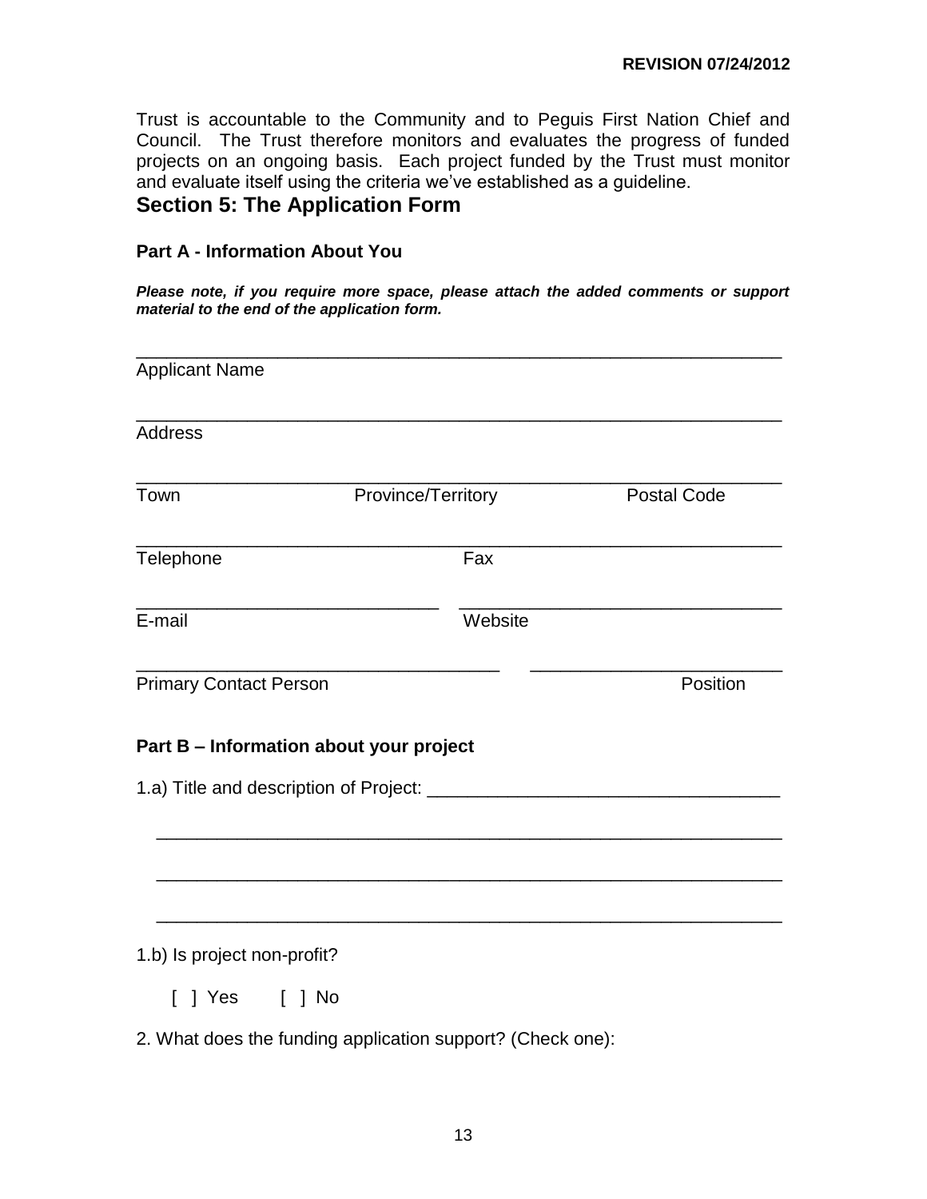Trust is accountable to the Community and to Peguis First Nation Chief and Council. The Trust therefore monitors and evaluates the progress of funded projects on an ongoing basis. Each project funded by the Trust must monitor and evaluate itself using the criteria we've established as a guideline.

## Section 5: The Application Form

### Part A - Information About You

***Please note, if you require more space, please attach the added comments or support material to the end of the application form.***

_______________________________________________________________
Applicant Name

_______________________________________________________________
Address

_______________________________________________________________
Town Province/Territory Postal Code

_______________________________________________________________
Telephone Fax

______________________________ _______________________________
E-mail Website

___________________________________ ________________________
Primary Contact Person Position

### Part B – Information about your project

1.a) Title and description of Project: ___________________________________

_____________________________________________________________

_____________________________________________________________

_____________________________________________________________

1.b) Is project non-profit?

[ ] Yes [ ] No

2. What does the funding application support? (Check one):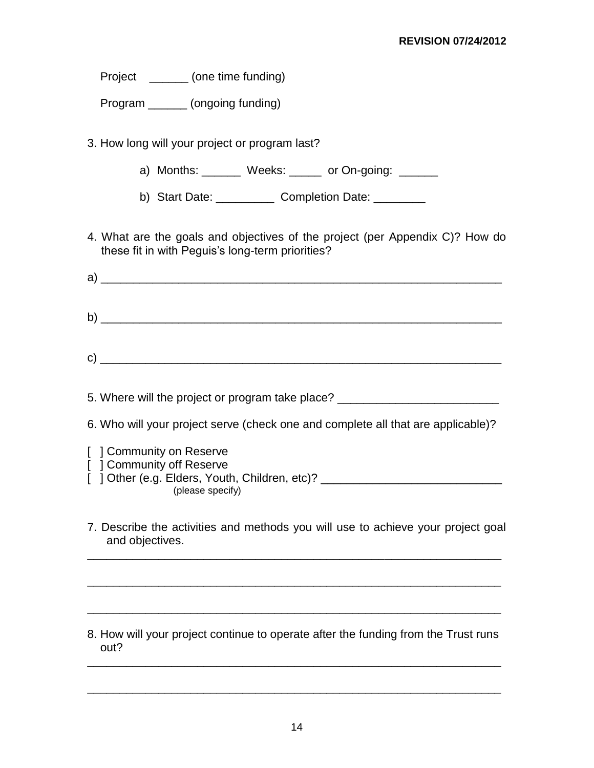Project ______ (one time funding)

Program ______ (ongoing funding)

3. How long will your project or program last?

   a) Months: ______ Weeks: _____ or On-going: ______

   b) Start Date: _________ Completion Date: ________

4. What are the goals and objectives of the project (per Appendix C)? How do these fit in with Peguis's long-term priorities?

a) _______________________________________________________________

b) _______________________________________________________________

c) _______________________________________________________________

5. Where will the project or program take place? _________________________

6. Who will your project serve (check one and complete all that are applicable)?

[ ] Community on Reserve
[ ] Community off Reserve
[ ] Other (e.g. Elders, Youth, Children, etc)? ____________________________
(please specify)

7. Describe the activities and methods you will use to achieve your project goal and objectives.

_________________________________________________________________

_________________________________________________________________

_________________________________________________________________

8. How will your project continue to operate after the funding from the Trust runs out?

_________________________________________________________________

_________________________________________________________________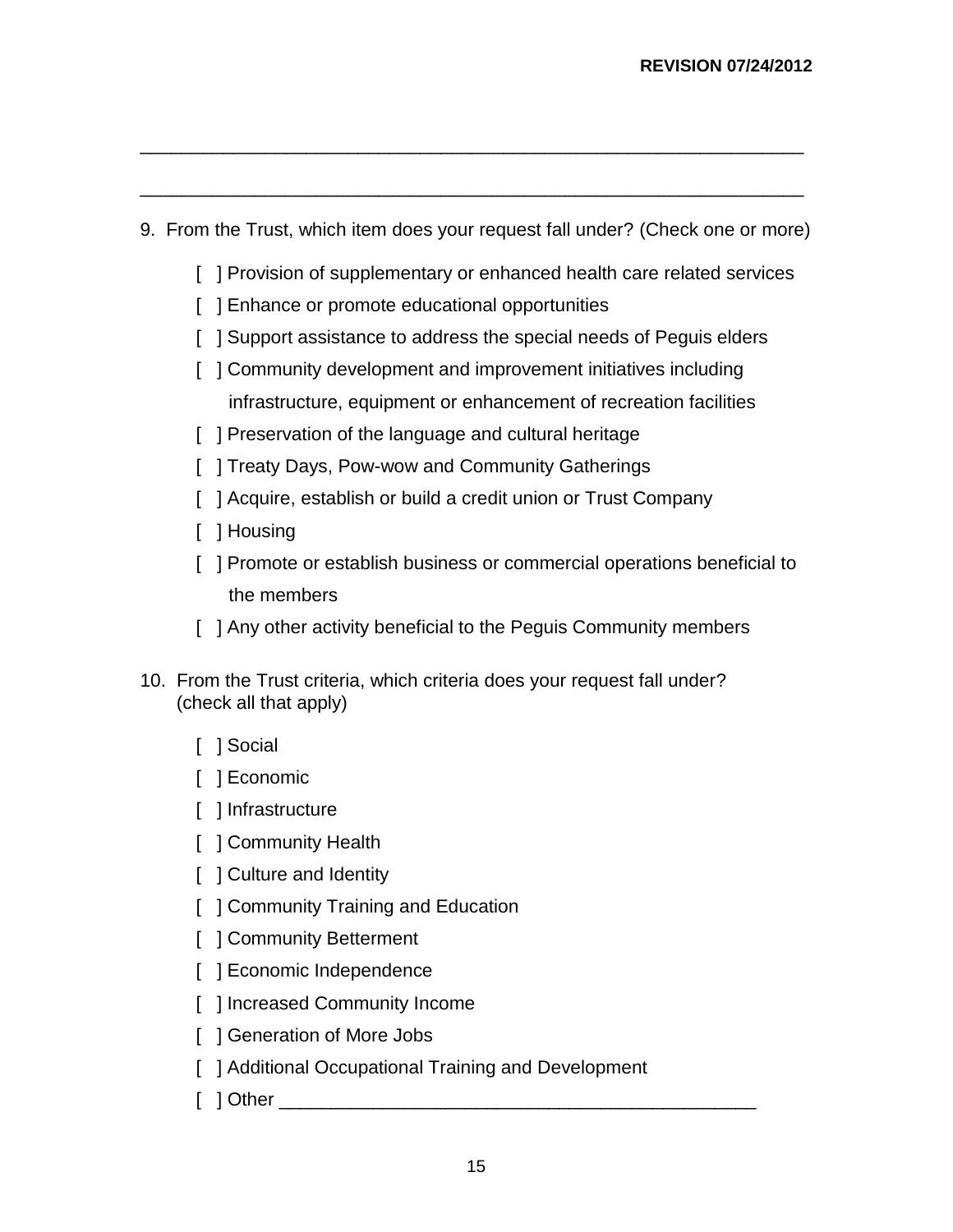\_\_\_\_\_\_\_\_\_\_\_\_\_\_\_\_\_\_\_\_\_\_\_\_\_\_\_\_\_\_\_\_\_\_\_\_\_\_\_\_\_\_\_\_\_\_\_\_\_\_\_\_\_\_\_\_\_\_\_\_\_\_\_\_

\_\_\_\_\_\_\_\_\_\_\_\_\_\_\_\_\_\_\_\_\_\_\_\_\_\_\_\_\_\_\_\_\_\_\_\_\_\_\_\_\_\_\_\_\_\_\_\_\_\_\_\_\_\_\_\_\_\_\_\_\_\_\_\_

9. From the Trust, which item does your request fall under? (Check one or more)

   [ ] Provision of supplementary or enhanced health care related services
   
   [ ] Enhance or promote educational opportunities
   
   [ ] Support assistance to address the special needs of Peguis elders
   
   [ ] Community development and improvement initiatives including infrastructure, equipment or enhancement of recreation facilities
   
   [ ] Preservation of the language and cultural heritage
   
   [ ] Treaty Days, Pow-wow and Community Gatherings
   
   [ ] Acquire, establish or build a credit union or Trust Company
   
   [ ] Housing
   
   [ ] Promote or establish business or commercial operations beneficial to the members
   
   [ ] Any other activity beneficial to the Peguis Community members

10. From the Trust criteria, which criteria does your request fall under? (check all that apply)

    [ ] Social
    
    [ ] Economic
    
    [ ] Infrastructure
    
    [ ] Community Health
    
    [ ] Culture and Identity
    
    [ ] Community Training and Education
    
    [ ] Community Betterment
    
    [ ] Economic Independence
    
    [ ] Increased Community Income
    
    [ ] Generation of More Jobs
    
    [ ] Additional Occupational Training and Development
    
    [ ] Other \_\_\_\_\_\_\_\_\_\_\_\_\_\_\_\_\_\_\_\_\_\_\_\_\_\_\_\_\_\_\_\_\_\_\_\_\_\_\_\_\_\_\_\_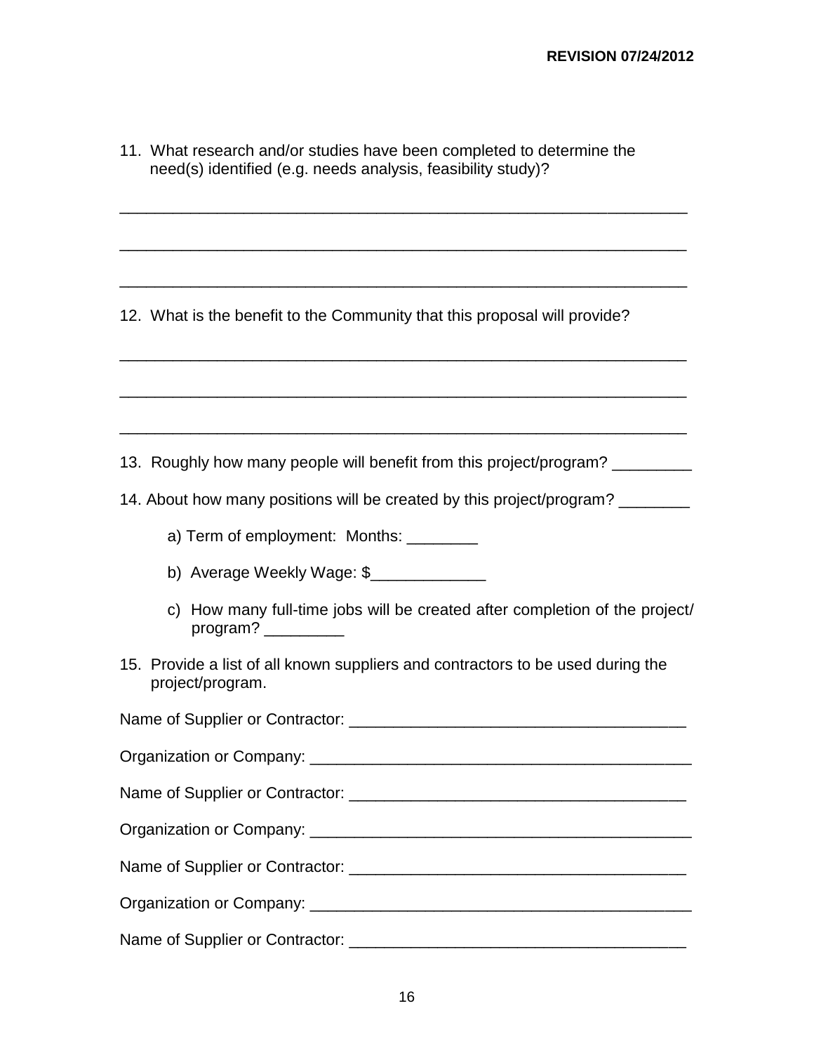11. What research and/or studies have been completed to determine the need(s) identified (e.g. needs analysis, feasibility study)?

_________________________________________________________________

_________________________________________________________________

_________________________________________________________________

12. What is the benefit to the Community that this proposal will provide?

_________________________________________________________________

_________________________________________________________________

_________________________________________________________________

13. Roughly how many people will benefit from this project/program? _________

14. About how many positions will be created by this project/program? ________

    a) Term of employment: Months: ________

    b) Average Weekly Wage: $_____________

    c) How many full-time jobs will be created after completion of the project/ program? _________

15. Provide a list of all known suppliers and contractors to be used during the project/program.

Name of Supplier or Contractor: ______________________________________

Organization or Company: ___________________________________________

Name of Supplier or Contractor: ______________________________________

Organization or Company: ___________________________________________

Name of Supplier or Contractor: ______________________________________

Organization or Company: ___________________________________________

Name of Supplier or Contractor: ______________________________________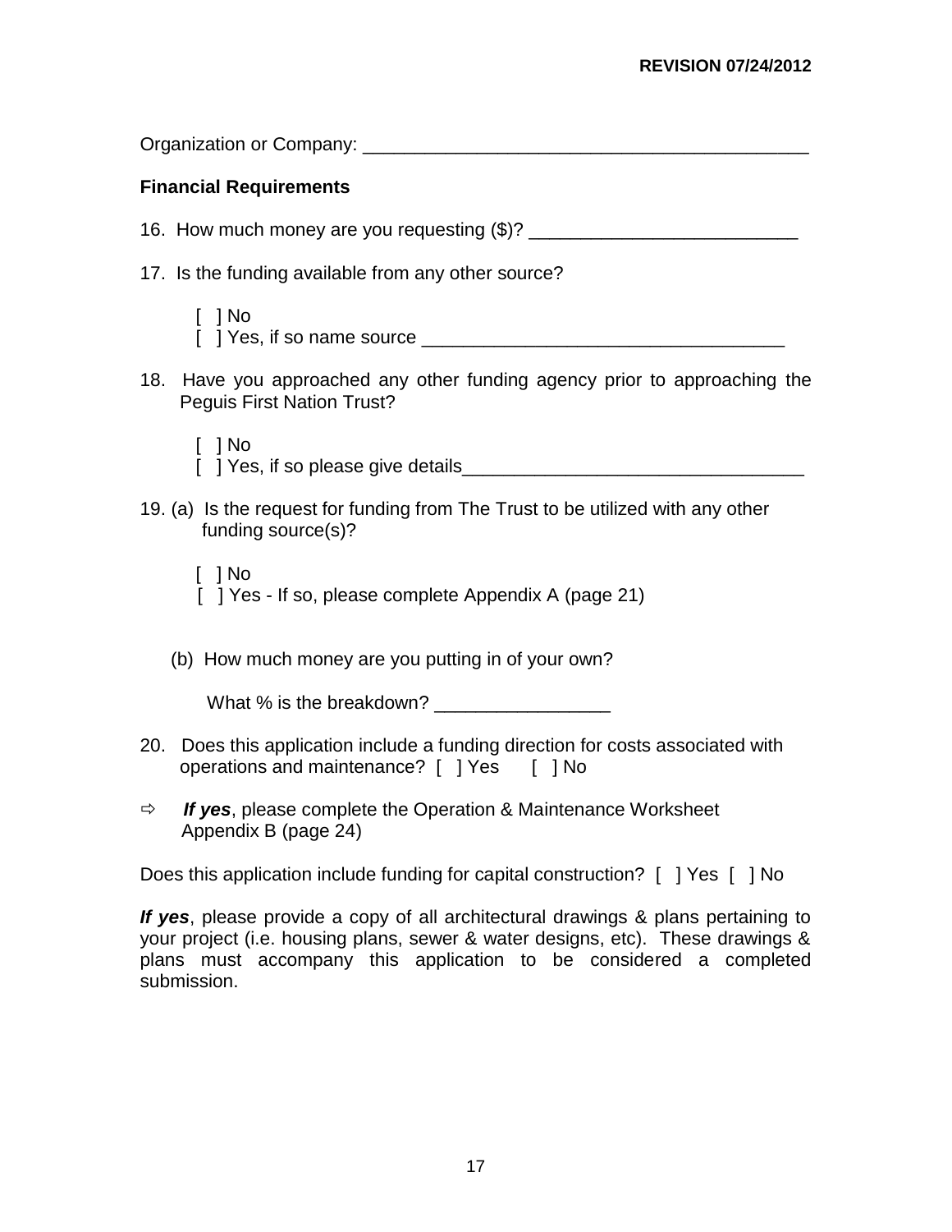Organization or Company: ___________________________________________

## Financial Requirements

16. How much money are you requesting ($)? __________________________

17. Is the funding available from any other source?

    [ ] No
    [ ] Yes, if so name source ___________________________________

18. Have you approached any other funding agency prior to approaching the Peguis First Nation Trust?

    [ ] No
    [ ] Yes, if so please give details_________________________________

19. (a) Is the request for funding from The Trust to be utilized with any other funding source(s)?

    [ ] No
    [ ] Yes - If so, please complete Appendix A (page 21)

    (b) How much money are you putting in of your own?

    What % is the breakdown? _________________

20. Does this application include a funding direction for costs associated with operations and maintenance? [ ] Yes [ ] No

⇨ ***If yes***, please complete the Operation & Maintenance Worksheet Appendix B (page 24)

Does this application include funding for capital construction? [ ] Yes [ ] No

***If yes***, please provide a copy of all architectural drawings & plans pertaining to your project (i.e. housing plans, sewer & water designs, etc). These drawings & plans must accompany this application to be considered a completed submission.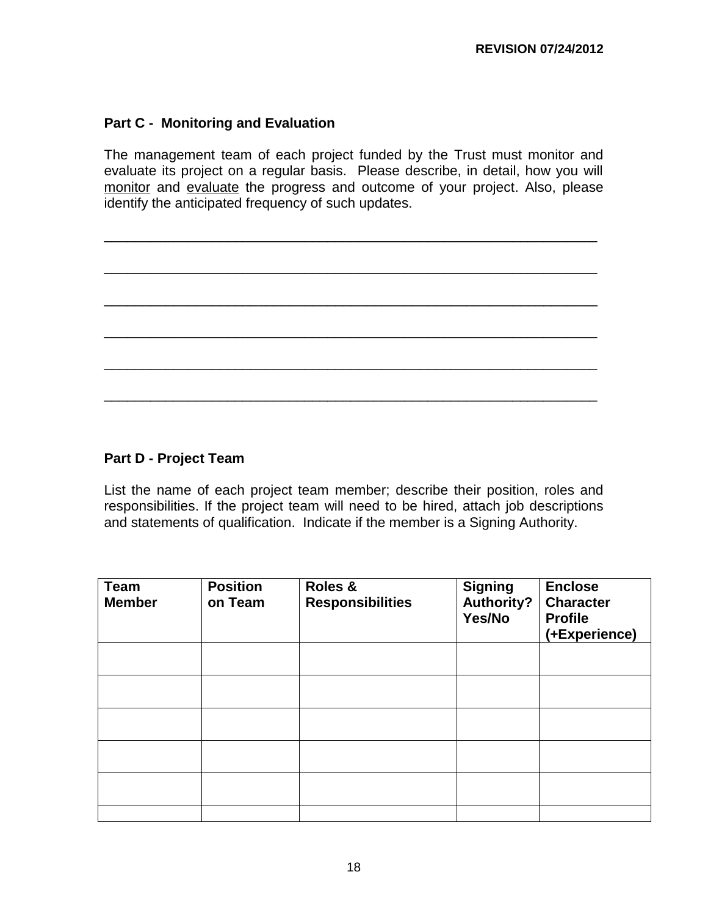**REVISION 07/24/2012**

## Part C - Monitoring and Evaluation

The management team of each project funded by the Trust must monitor and evaluate its project on a regular basis. Please describe, in detail, how you will monitor and evaluate the progress and outcome of your project. Also, please identify the anticipated frequency of such updates.

______________________________________________________________________

______________________________________________________________________

______________________________________________________________________

______________________________________________________________________

______________________________________________________________________

______________________________________________________________________

## Part D - Project Team

List the name of each project team member; describe their position, roles and responsibilities. If the project team will need to be hired, attach job descriptions and statements of qualification. Indicate if the member is a Signing Authority.

| Team Member | Position on Team | Roles & Responsibilities | Signing Authority? Yes/No | Enclose Character Profile (+Experience) |
|---|---|---|---|---|
| | | | | |
| | | | | |
| | | | | |
| | | | | |
| | | | | |
| | | | | |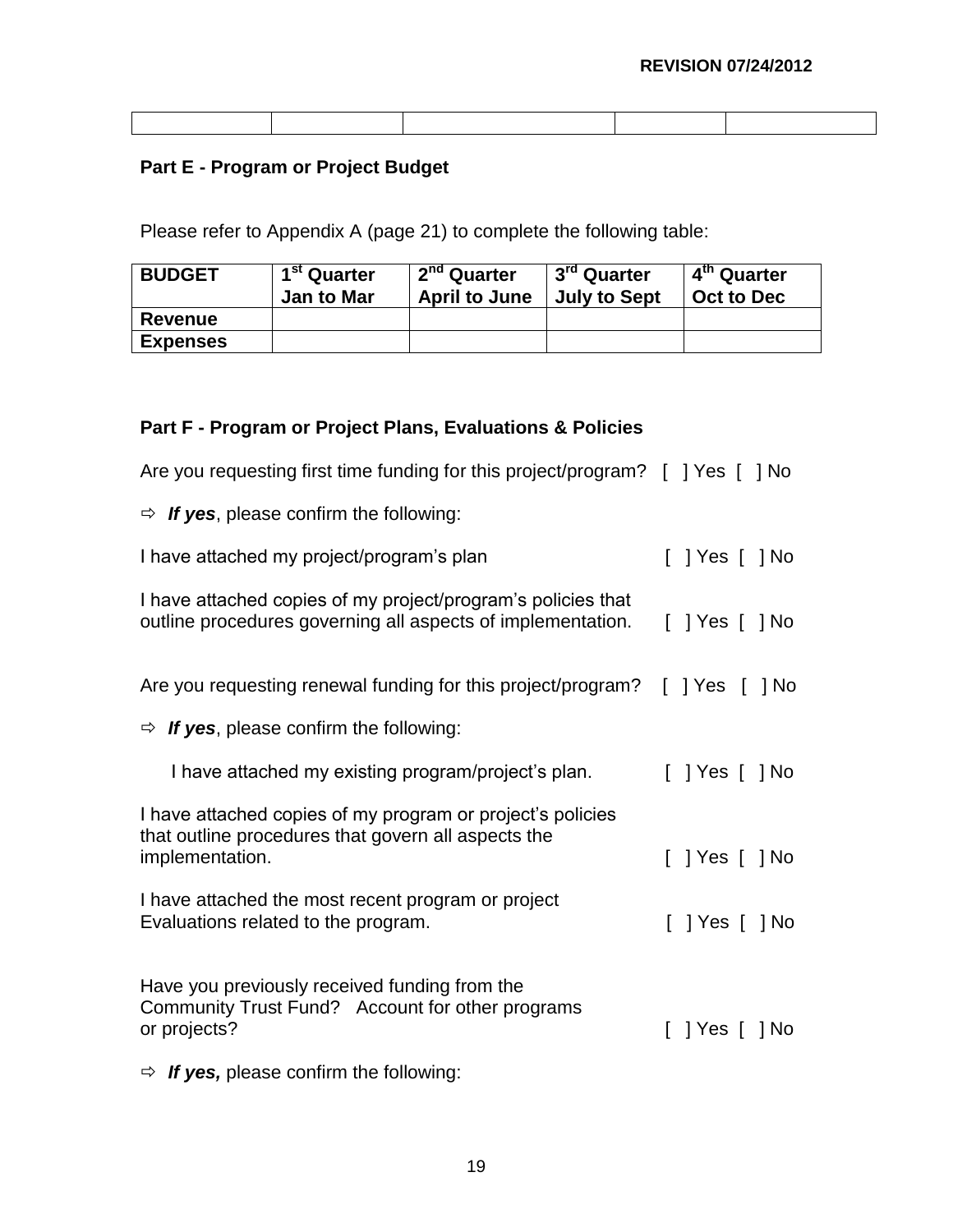| | | | | |
|---|---|---|---|---|
| | | | | |

## Part E - Program or Project Budget

Please refer to Appendix A (page 21) to complete the following table:

| BUDGET | 1st Quarter Jan to Mar | 2nd Quarter April to June | 3rd Quarter July to Sept | 4th Quarter Oct to Dec |
|---|---|---|---|---|
| **Revenue** | | | | |
| **Expenses** | | | | |

## Part F - Program or Project Plans, Evaluations & Policies

Are you requesting first time funding for this project/program? [ ] Yes [ ] No

⇨ ***If yes***, please confirm the following:

I have attached my project/program's plan [ ] Yes [ ] No

I have attached copies of my project/program's policies that outline procedures governing all aspects of implementation. [ ] Yes [ ] No

Are you requesting renewal funding for this project/program? [ ] Yes [ ] No

⇨ ***If yes***, please confirm the following:

I have attached my existing program/project's plan. [ ] Yes [ ] No

I have attached copies of my program or project's policies that outline procedures that govern all aspects the implementation. [ ] Yes [ ] No

I have attached the most recent program or project Evaluations related to the program. [ ] Yes [ ] No

Have you previously received funding from the Community Trust Fund? Account for other programs or projects? [ ] Yes [ ] No

⇨ ***If yes,*** please confirm the following: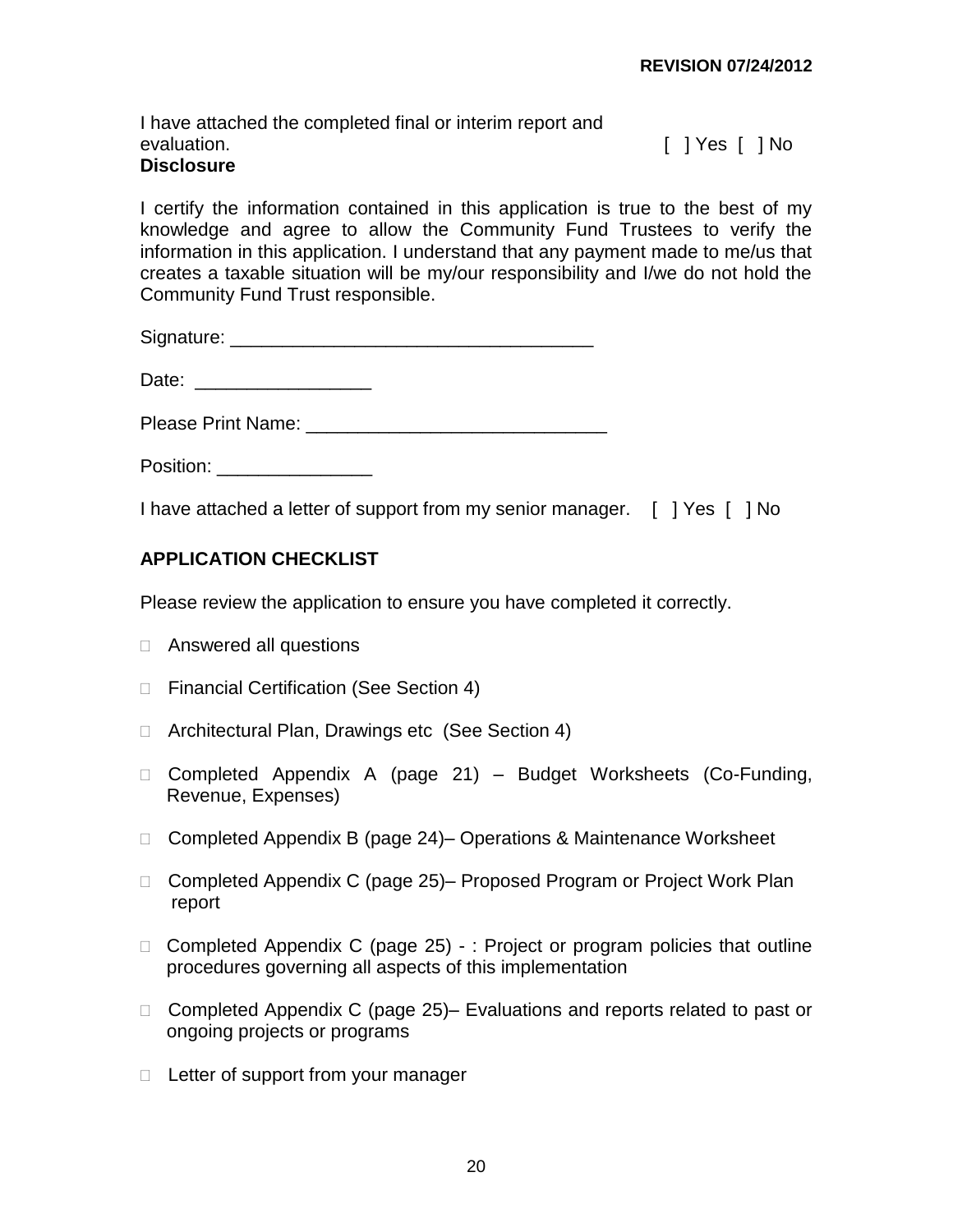I have attached the completed final or interim report and evaluation. [ ] Yes [ ] No

**Disclosure**

I certify the information contained in this application is true to the best of my knowledge and agree to allow the Community Fund Trustees to verify the information in this application. I understand that any payment made to me/us that creates a taxable situation will be my/our responsibility and I/we do not hold the Community Fund Trust responsible.

Signature: ___________________________________

Date: _________________

Please Print Name: _____________________________

Position: _______________

I have attached a letter of support from my senior manager. [ ] Yes [ ] No

## APPLICATION CHECKLIST

Please review the application to ensure you have completed it correctly.

- ☐ Answered all questions
- ☐ Financial Certification (See Section 4)
- ☐ Architectural Plan, Drawings etc (See Section 4)
- ☐ Completed Appendix A (page 21) – Budget Worksheets (Co-Funding, Revenue, Expenses)
- ☐ Completed Appendix B (page 24)– Operations & Maintenance Worksheet
- ☐ Completed Appendix C (page 25)– Proposed Program or Project Work Plan report
- ☐ Completed Appendix C (page 25) - : Project or program policies that outline procedures governing all aspects of this implementation
- ☐ Completed Appendix C (page 25)– Evaluations and reports related to past or ongoing projects or programs
- ☐ Letter of support from your manager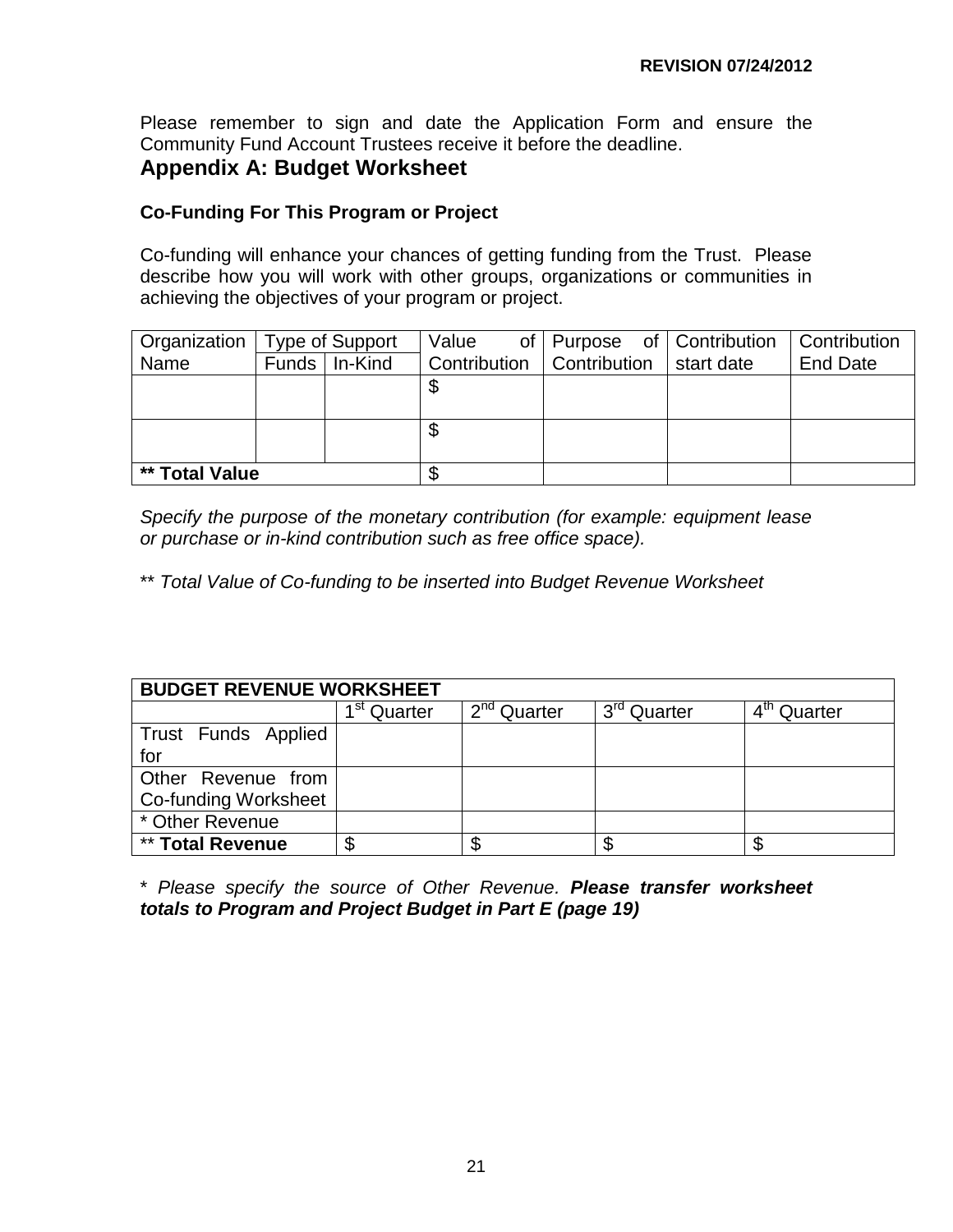REVISION 07/24/2012

Please remember to sign and date the Application Form and ensure the Community Fund Account Trustees receive it before the deadline.

## Appendix A: Budget Worksheet

### Co-Funding For This Program or Project

Co-funding will enhance your chances of getting funding from the Trust. Please describe how you will work with other groups, organizations or communities in achieving the objectives of your program or project.

| Organization Name | Type of Support | | Value of Contribution | Purpose of Contribution | Contribution start date | Contribution End Date |
|---|---|---|---|---|---|---|
| | Funds | In-Kind | | | | |
| | | | $ | | | |
| | | | $ | | | |
| **** Total Value** | | | $ | | | |

*Specify the purpose of the monetary contribution (for example: equipment lease or purchase or in-kind contribution such as free office space).*

** *Total Value of Co-funding to be inserted into Budget Revenue Worksheet*

| **BUDGET REVENUE WORKSHEET** | | | | |
|---|---|---|---|---|
| | 1st Quarter | 2nd Quarter | 3rd Quarter | 4th Quarter |
| Trust Funds Applied for | | | | |
| Other Revenue from Co-funding Worksheet | | | | |
| * Other Revenue | | | | |
| ** **Total Revenue** | $ | $ | $ | $ |

* *Please specify the source of Other Revenue.* ***Please transfer worksheet totals to Program and Project Budget in Part E (page 19)***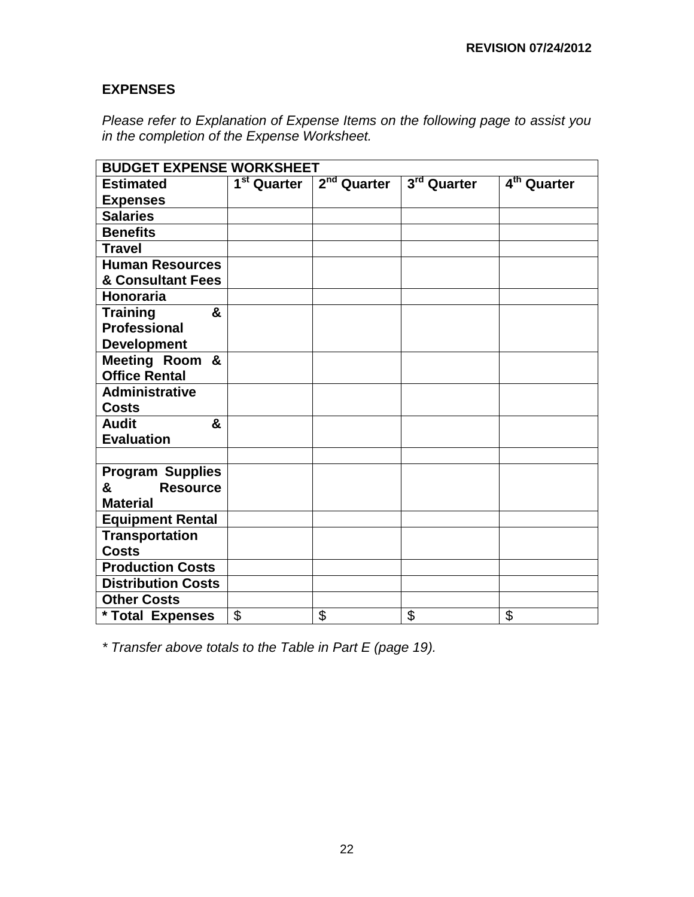REVISION 07/24/2012

## EXPENSES

*Please refer to Explanation of Expense Items on the following page to assist you in the completion of the Expense Worksheet.*

| BUDGET EXPENSE WORKSHEET | | | | |
|---|---|---|---|---|
| **Estimated Expenses** | **1st Quarter** | **2nd Quarter** | **3rd Quarter** | **4th Quarter** |
| **Salaries** | | | | |
| **Benefits** | | | | |
| **Travel** | | | | |
| **Human Resources & Consultant Fees** | | | | |
| **Honoraria** | | | | |
| **Training & Professional Development** | | | | |
| **Meeting Room & Office Rental** | | | | |
| **Administrative Costs** | | | | |
| **Audit & Evaluation** | | | | |
| | | | | |
| **Program Supplies & Resource Material** | | | | |
| **Equipment Rental** | | | | |
| **Transportation Costs** | | | | |
| **Production Costs** | | | | |
| **Distribution Costs** | | | | |
| **Other Costs** | | | | |
| **\* Total Expenses** | $ | $ | $ | $ |

*\* Transfer above totals to the Table in Part E (page 19).*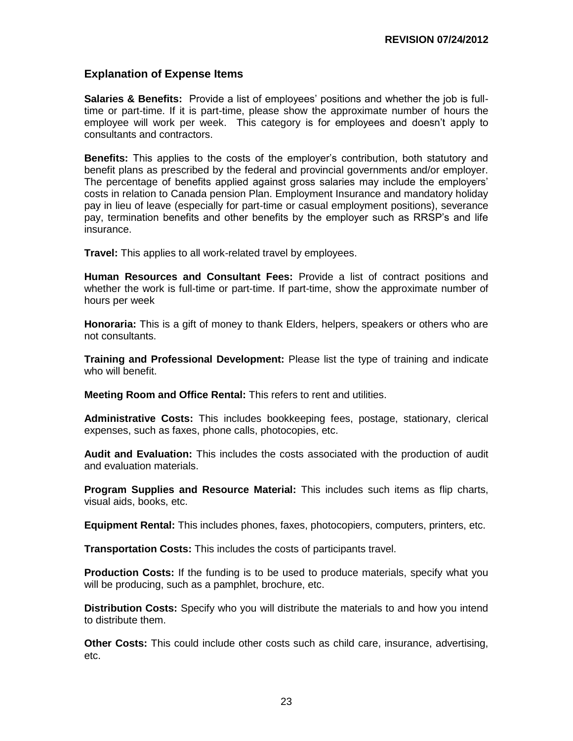REVISION 07/24/2012

## Explanation of Expense Items

**Salaries & Benefits:** Provide a list of employees' positions and whether the job is full-time or part-time. If it is part-time, please show the approximate number of hours the employee will work per week. This category is for employees and doesn't apply to consultants and contractors.

**Benefits:** This applies to the costs of the employer's contribution, both statutory and benefit plans as prescribed by the federal and provincial governments and/or employer. The percentage of benefits applied against gross salaries may include the employers' costs in relation to Canada pension Plan. Employment Insurance and mandatory holiday pay in lieu of leave (especially for part-time or casual employment positions), severance pay, termination benefits and other benefits by the employer such as RRSP's and life insurance.

**Travel:** This applies to all work-related travel by employees.

**Human Resources and Consultant Fees:** Provide a list of contract positions and whether the work is full-time or part-time. If part-time, show the approximate number of hours per week

**Honoraria:** This is a gift of money to thank Elders, helpers, speakers or others who are not consultants.

**Training and Professional Development:** Please list the type of training and indicate who will benefit.

**Meeting Room and Office Rental:** This refers to rent and utilities.

**Administrative Costs:** This includes bookkeeping fees, postage, stationary, clerical expenses, such as faxes, phone calls, photocopies, etc.

**Audit and Evaluation:** This includes the costs associated with the production of audit and evaluation materials.

**Program Supplies and Resource Material:** This includes such items as flip charts, visual aids, books, etc.

**Equipment Rental:** This includes phones, faxes, photocopiers, computers, printers, etc.

**Transportation Costs:** This includes the costs of participants travel.

**Production Costs:** If the funding is to be used to produce materials, specify what you will be producing, such as a pamphlet, brochure, etc.

**Distribution Costs:** Specify who you will distribute the materials to and how you intend to distribute them.

**Other Costs:** This could include other costs such as child care, insurance, advertising, etc.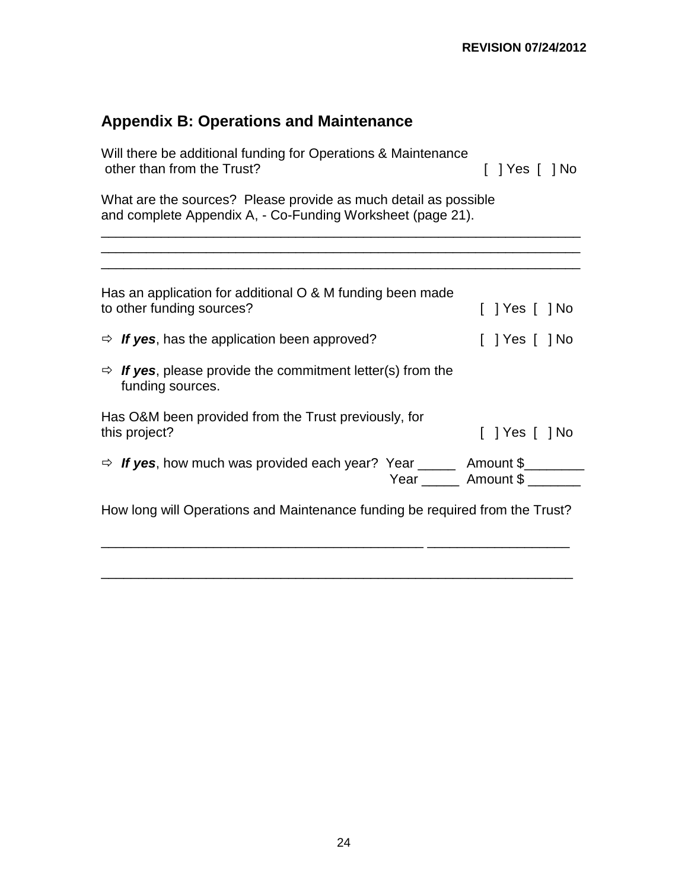## Appendix B: Operations and Maintenance

Will there be additional funding for Operations & Maintenance other than from the Trust? [ ] Yes [ ] No

What are the sources? Please provide as much detail as possible and complete Appendix A, - Co-Funding Worksheet (page 21).

\_\_\_\_\_\_\_\_\_\_\_\_\_\_\_\_\_\_\_\_\_\_\_\_\_\_\_\_\_\_\_\_\_\_\_\_\_\_\_\_\_\_\_\_\_\_\_\_\_\_\_\_\_\_\_\_\_\_\_\_\_\_\_\_

\_\_\_\_\_\_\_\_\_\_\_\_\_\_\_\_\_\_\_\_\_\_\_\_\_\_\_\_\_\_\_\_\_\_\_\_\_\_\_\_\_\_\_\_\_\_\_\_\_\_\_\_\_\_\_\_\_\_\_\_\_\_\_\_

\_\_\_\_\_\_\_\_\_\_\_\_\_\_\_\_\_\_\_\_\_\_\_\_\_\_\_\_\_\_\_\_\_\_\_\_\_\_\_\_\_\_\_\_\_\_\_\_\_\_\_\_\_\_\_\_\_\_\_\_\_\_\_\_

Has an application for additional O & M funding been made to other funding sources? [ ] Yes [ ] No

⇨ ***If yes***, has the application been approved? [ ] Yes [ ] No

⇨ ***If yes***, please provide the commitment letter(s) from the funding sources.

Has O&M been provided from the Trust previously, for this project? [ ] Yes [ ] No

⇨ ***If yes***, how much was provided each year? Year \_\_\_\_\_ Amount $\_\_\_\_\_\_\_\_
Year \_\_\_\_\_ Amount $ \_\_\_\_\_\_\_

How long will Operations and Maintenance funding be required from the Trust?

\_\_\_\_\_\_\_\_\_\_\_\_\_\_\_\_\_\_\_\_\_\_\_\_\_\_\_\_\_\_\_\_\_\_\_\_\_\_\_\_\_\_\_ \_\_\_\_\_\_\_\_\_\_\_\_\_\_\_\_\_\_\_

\_\_\_\_\_\_\_\_\_\_\_\_\_\_\_\_\_\_\_\_\_\_\_\_\_\_\_\_\_\_\_\_\_\_\_\_\_\_\_\_\_\_\_\_\_\_\_\_\_\_\_\_\_\_\_\_\_\_\_\_\_\_\_\_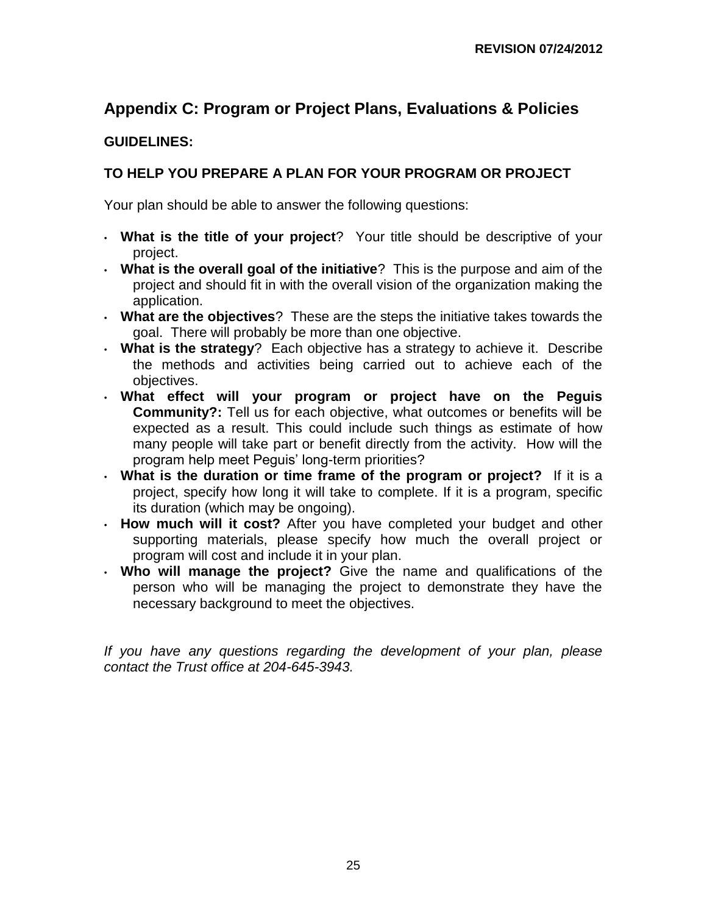REVISION 07/24/2012

## Appendix C: Program or Project Plans, Evaluations & Policies

### GUIDELINES:

### TO HELP YOU PREPARE A PLAN FOR YOUR PROGRAM OR PROJECT

Your plan should be able to answer the following questions:

- **What is the title of your project**? Your title should be descriptive of your project.
- **What is the overall goal of the initiative**? This is the purpose and aim of the project and should fit in with the overall vision of the organization making the application.
- **What are the objectives**? These are the steps the initiative takes towards the goal. There will probably be more than one objective.
- **What is the strategy**? Each objective has a strategy to achieve it. Describe the methods and activities being carried out to achieve each of the objectives.
- **What effect will your program or project have on the Peguis Community?:** Tell us for each objective, what outcomes or benefits will be expected as a result. This could include such things as estimate of how many people will take part or benefit directly from the activity. How will the program help meet Peguis' long-term priorities?
- **What is the duration or time frame of the program or project?** If it is a project, specify how long it will take to complete. If it is a program, specific its duration (which may be ongoing).
- **How much will it cost?** After you have completed your budget and other supporting materials, please specify how much the overall project or program will cost and include it in your plan.
- **Who will manage the project?** Give the name and qualifications of the person who will be managing the project to demonstrate they have the necessary background to meet the objectives.

*If you have any questions regarding the development of your plan, please contact the Trust office at 204-645-3943.*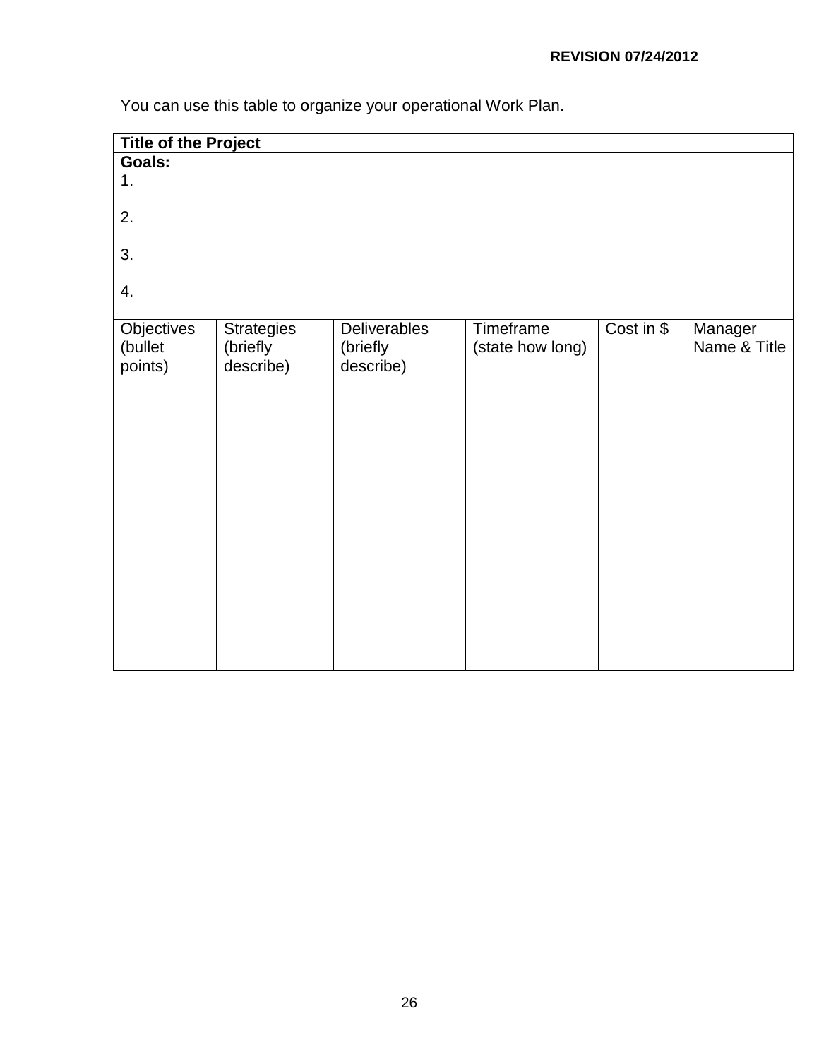REVISION 07/24/2012

You can use this table to organize your operational Work Plan.

| **Title of the Project** | | | | | |
|---|---|---|---|---|---|
| **Goals:**<br>1.<br><br>2.<br><br>3.<br><br>4. | | | | | |
| Objectives (bullet points) | Strategies (briefly describe) | Deliverables (briefly describe) | Timeframe (state how long) | Cost in $ | Manager Name & Title |
| | | | | | |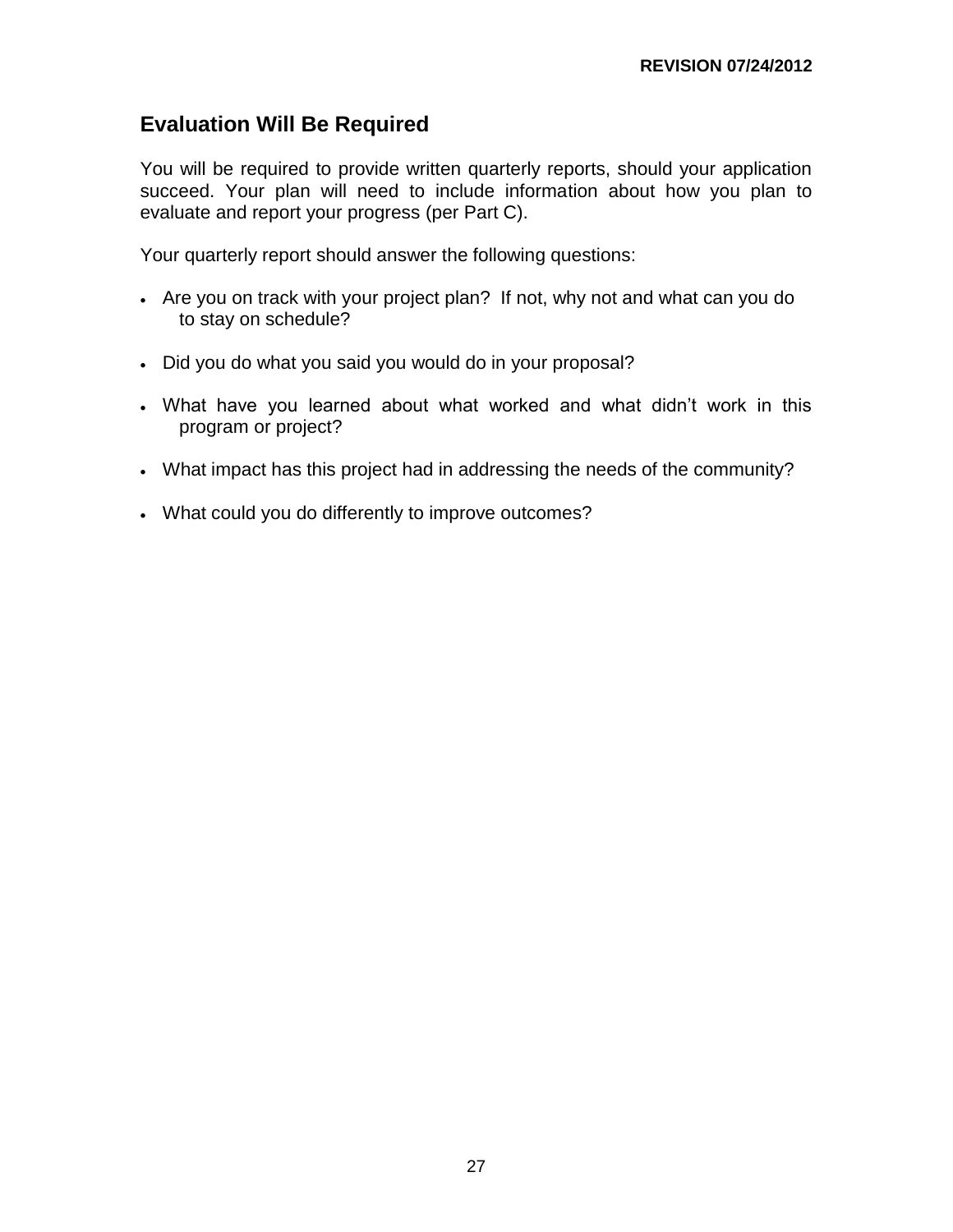## Evaluation Will Be Required

You will be required to provide written quarterly reports, should your application succeed. Your plan will need to include information about how you plan to evaluate and report your progress (per Part C).

Your quarterly report should answer the following questions:

- Are you on track with your project plan? If not, why not and what can you do to stay on schedule?
- Did you do what you said you would do in your proposal?
- What have you learned about what worked and what didn't work in this program or project?
- What impact has this project had in addressing the needs of the community?
- What could you do differently to improve outcomes?